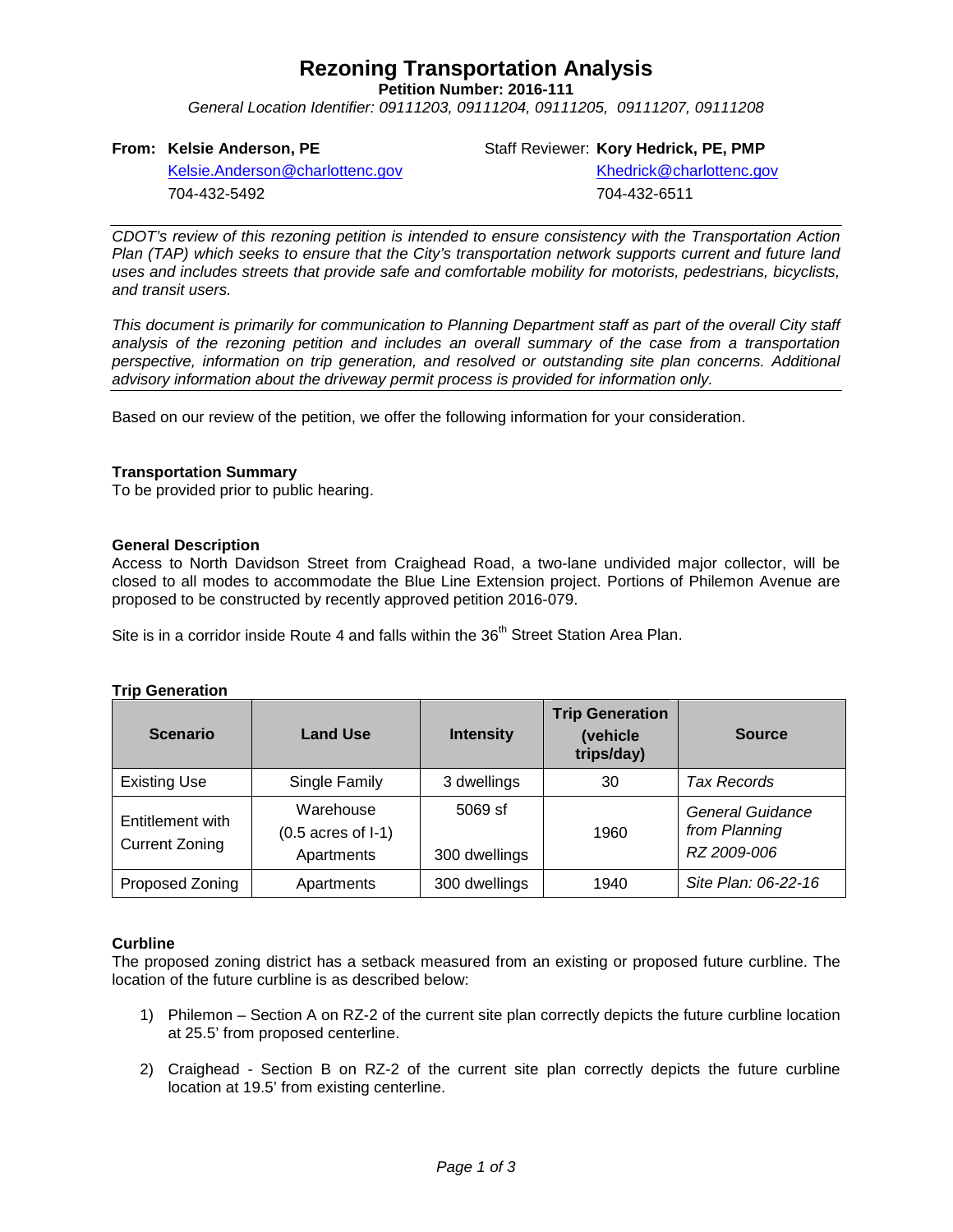# Rezoning Transportation Analysis

**Petition Number: 2016-111**

*General Location Identifier: 09111203, 09111204, 09111205, 09111207, 09111208*

**From: Kelsie Anderson, PE**
Kelsie.Anderson@charlottenc.gov
704-432-5492

Staff Reviewer: **Kory Hedrick, PE, PMP**
Khedrick@charlottenc.gov
704-432-6511

---

*CDOT's review of this rezoning petition is intended to ensure consistency with the Transportation Action Plan (TAP) which seeks to ensure that the City's transportation network supports current and future land uses and includes streets that provide safe and comfortable mobility for motorists, pedestrians, bicyclists, and transit users.*

*This document is primarily for communication to Planning Department staff as part of the overall City staff analysis of the rezoning petition and includes an overall summary of the case from a transportation perspective, information on trip generation, and resolved or outstanding site plan concerns. Additional advisory information about the driveway permit process is provided for information only.*

---

Based on our review of the petition, we offer the following information for your consideration.

**Transportation Summary**

To be provided prior to public hearing.

**General Description**

Access to North Davidson Street from Craighead Road, a two-lane undivided major collector, will be closed to all modes to accommodate the Blue Line Extension project. Portions of Philemon Avenue are proposed to be constructed by recently approved petition 2016-079.

Site is in a corridor inside Route 4 and falls within the 36th Street Station Area Plan.

**Trip Generation**

| Scenario | Land Use | Intensity | Trip Generation (vehicle trips/day) | Source |
|---|---|---|---|---|
| Existing Use | Single Family | 3 dwellings | 30 | *Tax Records* |
| Entitlement with Current Zoning | Warehouse (0.5 acres of I-1) Apartments | 5069 sf 300 dwellings | 1960 | *General Guidance from Planning RZ 2009-006* |
| Proposed Zoning | Apartments | 300 dwellings | 1940 | *Site Plan: 06-22-16* |

**Curbline**

The proposed zoning district has a setback measured from an existing or proposed future curbline. The location of the future curbline is as described below:

1) Philemon – Section A on RZ-2 of the current site plan correctly depicts the future curbline location at 25.5' from proposed centerline.

2) Craighead - Section B on RZ-2 of the current site plan correctly depicts the future curbline location at 19.5' from existing centerline.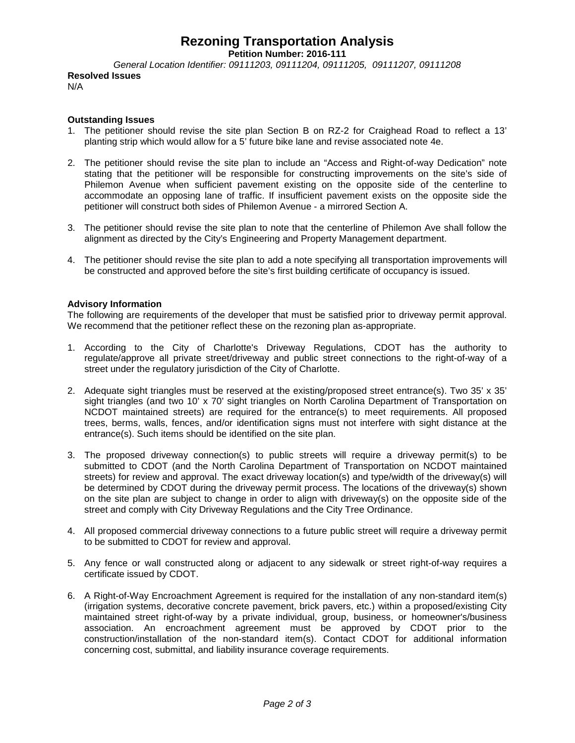# Rezoning Transportation Analysis

**Petition Number: 2016-111**

*General Location Identifier: 09111203, 09111204, 09111205, 09111207, 09111208*

**Resolved Issues**

N/A

**Outstanding Issues**

1. The petitioner should revise the site plan Section B on RZ-2 for Craighead Road to reflect a 13' planting strip which would allow for a 5' future bike lane and revise associated note 4e.

2. The petitioner should revise the site plan to include an "Access and Right-of-way Dedication" note stating that the petitioner will be responsible for constructing improvements on the site's side of Philemon Avenue when sufficient pavement existing on the opposite side of the centerline to accommodate an opposing lane of traffic. If insufficient pavement exists on the opposite side the petitioner will construct both sides of Philemon Avenue - a mirrored Section A.

3. The petitioner should revise the site plan to note that the centerline of Philemon Ave shall follow the alignment as directed by the City's Engineering and Property Management department.

4. The petitioner should revise the site plan to add a note specifying all transportation improvements will be constructed and approved before the site's first building certificate of occupancy is issued.

**Advisory Information**

The following are requirements of the developer that must be satisfied prior to driveway permit approval. We recommend that the petitioner reflect these on the rezoning plan as-appropriate.

1. According to the City of Charlotte's Driveway Regulations, CDOT has the authority to regulate/approve all private street/driveway and public street connections to the right-of-way of a street under the regulatory jurisdiction of the City of Charlotte.

2. Adequate sight triangles must be reserved at the existing/proposed street entrance(s). Two 35' x 35' sight triangles (and two 10' x 70' sight triangles on North Carolina Department of Transportation on NCDOT maintained streets) are required for the entrance(s) to meet requirements. All proposed trees, berms, walls, fences, and/or identification signs must not interfere with sight distance at the entrance(s). Such items should be identified on the site plan.

3. The proposed driveway connection(s) to public streets will require a driveway permit(s) to be submitted to CDOT (and the North Carolina Department of Transportation on NCDOT maintained streets) for review and approval. The exact driveway location(s) and type/width of the driveway(s) will be determined by CDOT during the driveway permit process. The locations of the driveway(s) shown on the site plan are subject to change in order to align with driveway(s) on the opposite side of the street and comply with City Driveway Regulations and the City Tree Ordinance.

4. All proposed commercial driveway connections to a future public street will require a driveway permit to be submitted to CDOT for review and approval.

5. Any fence or wall constructed along or adjacent to any sidewalk or street right-of-way requires a certificate issued by CDOT.

6. A Right-of-Way Encroachment Agreement is required for the installation of any non-standard item(s) (irrigation systems, decorative concrete pavement, brick pavers, etc.) within a proposed/existing City maintained street right-of-way by a private individual, group, business, or homeowner's/business association. An encroachment agreement must be approved by CDOT prior to the construction/installation of the non-standard item(s). Contact CDOT for additional information concerning cost, submittal, and liability insurance coverage requirements.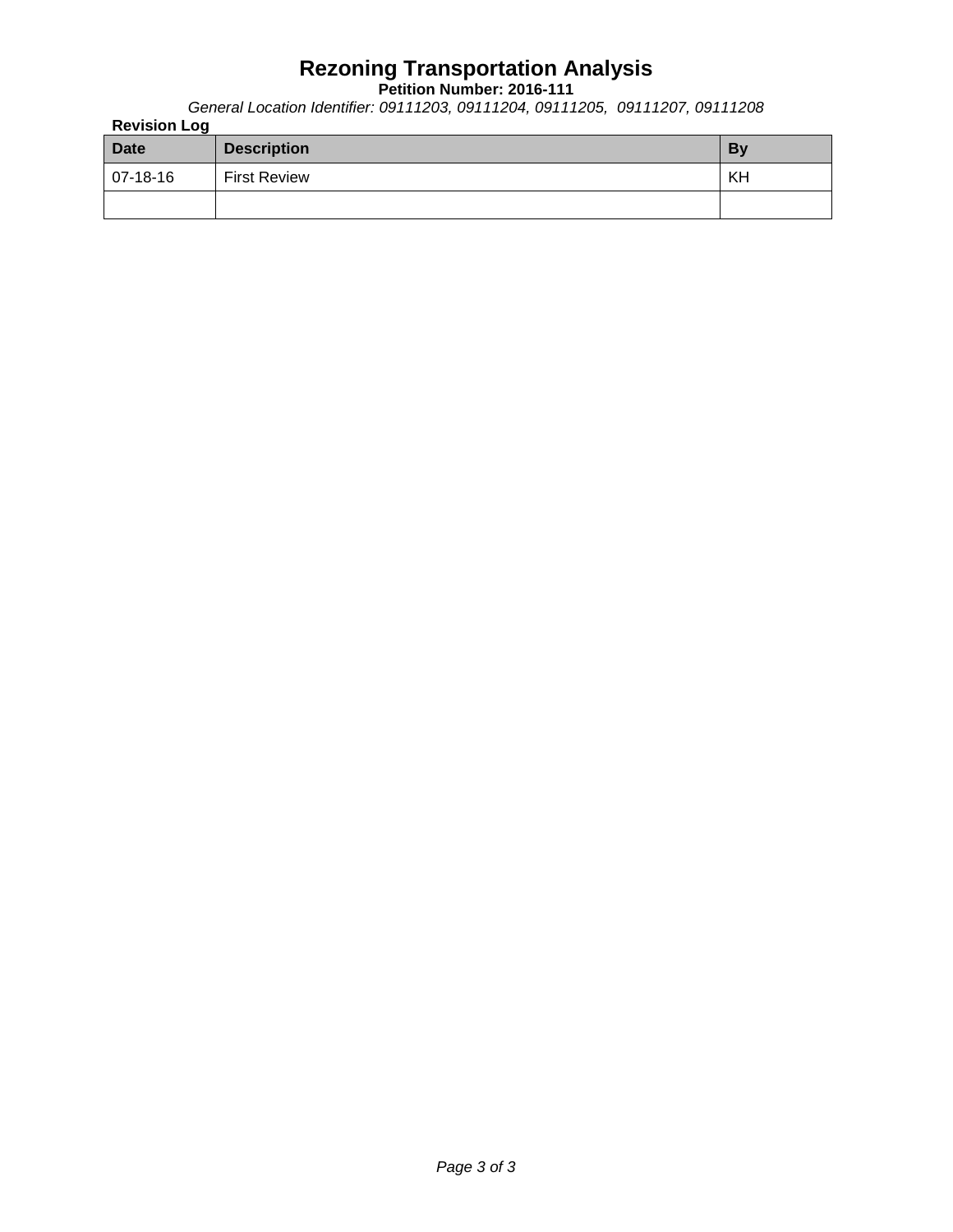# Rezoning Transportation Analysis

**Petition Number: 2016-111**

*General Location Identifier: 09111203, 09111204, 09111205, 09111207, 09111208*

**Revision Log**

| Date | Description | By |
|---|---|---|
| 07-18-16 | First Review | KH |
| | | |